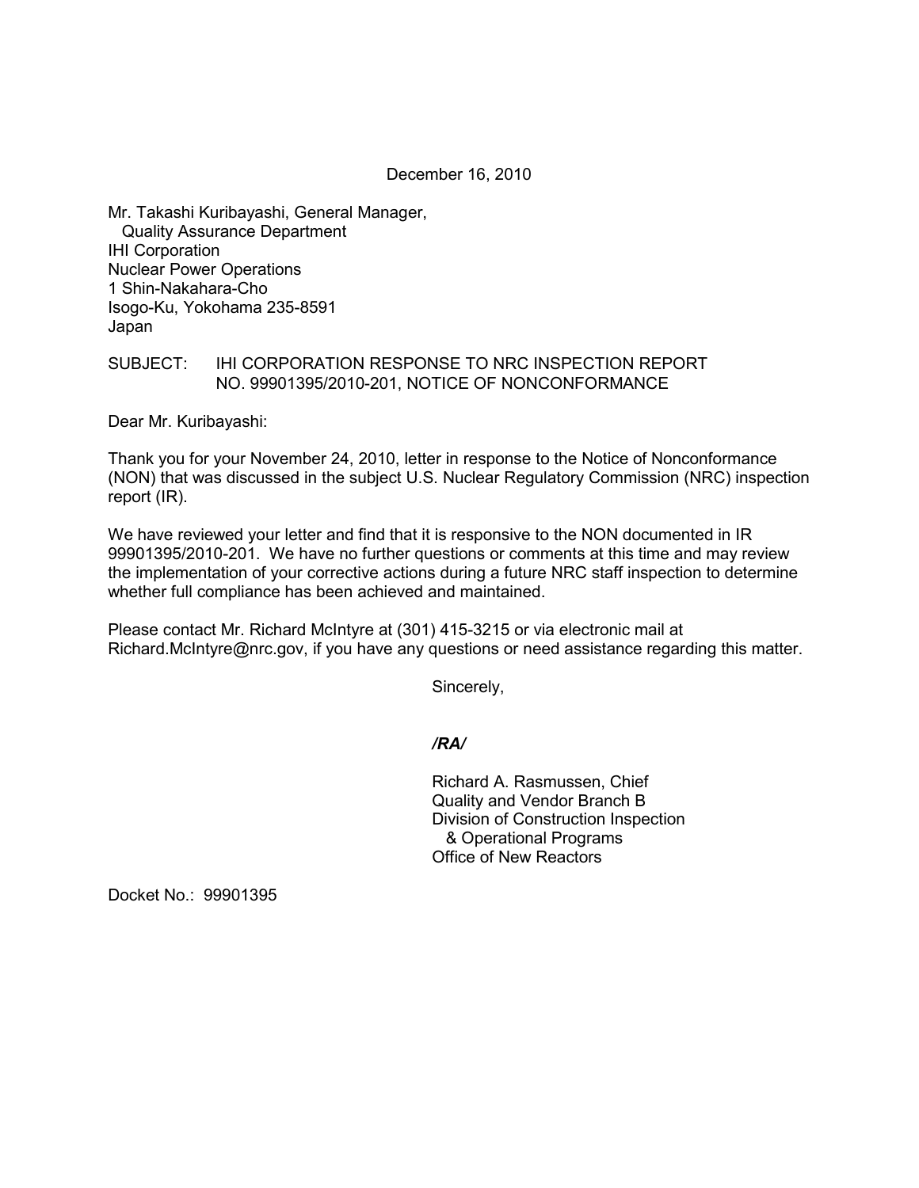December 16, 2010

Mr. Takashi Kuribayashi, General Manager,
Quality Assurance Department
IHI Corporation
Nuclear Power Operations
1 Shin-Nakahara-Cho
Isogo-Ku, Yokohama 235-8591
Japan

SUBJECT: IHI CORPORATION RESPONSE TO NRC INSPECTION REPORT NO. 99901395/2010-201, NOTICE OF NONCONFORMANCE

Dear Mr. Kuribayashi:

Thank you for your November 24, 2010, letter in response to the Notice of Nonconformance (NON) that was discussed in the subject U.S. Nuclear Regulatory Commission (NRC) inspection report (IR).

We have reviewed your letter and find that it is responsive to the NON documented in IR 99901395/2010-201. We have no further questions or comments at this time and may review the implementation of your corrective actions during a future NRC staff inspection to determine whether full compliance has been achieved and maintained.

Please contact Mr. Richard McIntyre at (301) 415-3215 or via electronic mail at Richard.McIntyre@nrc.gov, if you have any questions or need assistance regarding this matter.

Sincerely,

*/RA/*

Richard A. Rasmussen, Chief
Quality and Vendor Branch B
Division of Construction Inspection
& Operational Programs
Office of New Reactors

Docket No.: 99901395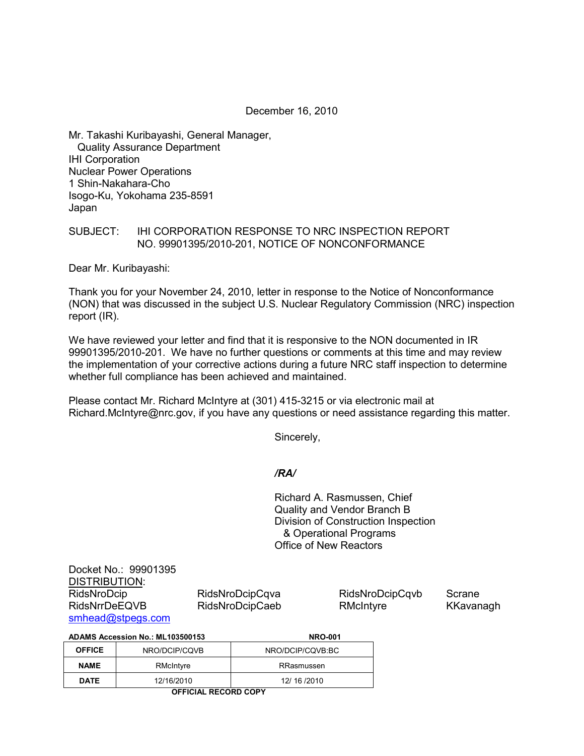December 16, 2010

Mr. Takashi Kuribayashi, General Manager,
Quality Assurance Department
IHI Corporation
Nuclear Power Operations
1 Shin-Nakahara-Cho
Isogo-Ku, Yokohama 235-8591
Japan

SUBJECT: IHI CORPORATION RESPONSE TO NRC INSPECTION REPORT NO. 99901395/2010-201, NOTICE OF NONCONFORMANCE

Dear Mr. Kuribayashi:

Thank you for your November 24, 2010, letter in response to the Notice of Nonconformance (NON) that was discussed in the subject U.S. Nuclear Regulatory Commission (NRC) inspection report (IR).

We have reviewed your letter and find that it is responsive to the NON documented in IR 99901395/2010-201. We have no further questions or comments at this time and may review the implementation of your corrective actions during a future NRC staff inspection to determine whether full compliance has been achieved and maintained.

Please contact Mr. Richard McIntyre at (301) 415-3215 or via electronic mail at Richard.McIntyre@nrc.gov, if you have any questions or need assistance regarding this matter.

Sincerely,

*/RA/*

Richard A. Rasmussen, Chief
Quality and Vendor Branch B
Division of Construction Inspection
& Operational Programs
Office of New Reactors

Docket No.: 99901395

DISTRIBUTION:

| | | | |
|---|---|---|---|
| RidsNroDcip | RidsNroDcipCqva | RidsNroDcipCqvb | Scrane |
| RidsNrrDeEQVB | RidsNroDcipCaeb | RMcIntyre | KKavanagh |
| smhead@stpegs.com | | | |

**ADAMS Accession No.: ML103500153** **NRO-001**

| **OFFICE** | NRO/DCIP/CQVB | NRO/DCIP/CQVB:BC |
|---|---|---|
| **NAME** | RMcIntyre | RRasmussen |
| **DATE** | 12/16/2010 | 12/ 16 /2010 |

**OFFICIAL RECORD COPY**